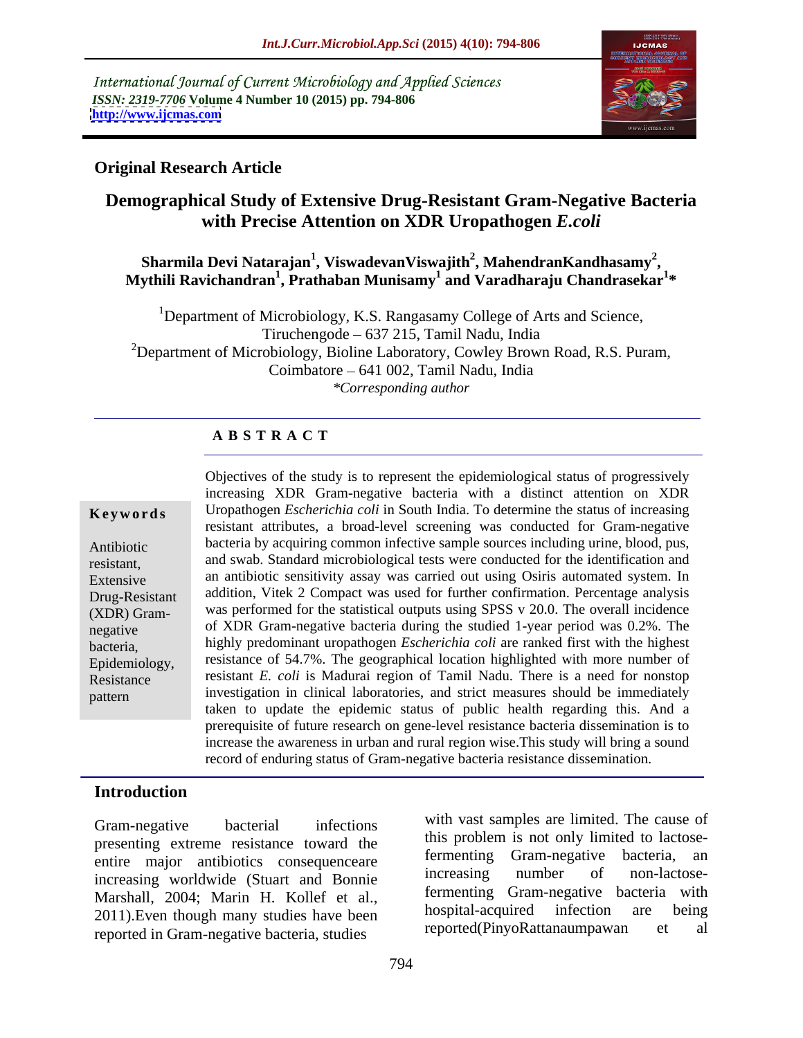International Journal of Current Microbiology and Applied Sciences
*ISSN: 2319-7706* **Volume 4 Number 10 (2015) pp. 794-806**
**http://www.ijcmas.com**

**Original Research Article**

# Demographical Study of Extensive Drug-Resistant Gram-Negative Bacteria with Precise Attention on XDR Uropathogen *E.coli*

**Sharmila Devi Natarajan[1], ViswadevanViswajith[2], MahendranKandhasamy[2], Mythili Ravichandran[1], Prathaban Munisamy[1] and Varadharaju Chandrasekar[1]***

[1]Department of Microbiology, K.S. Rangasamy College of Arts and Science, Tiruchengode – 637 215, Tamil Nadu, India
[2]Department of Microbiology, Bioline Laboratory, Cowley Brown Road, R.S. Puram, Coimbatore – 641 002, Tamil Nadu, India
*\*Corresponding author*

## A B S T R A C T

**Keywords**

Antibiotic resistant, Extensive Drug-Resistant (XDR) Gram-negative bacteria, Epidemiology, Resistance pattern

Objectives of the study is to represent the epidemiological status of progressively increasing XDR Gram-negative bacteria with a distinct attention on XDR Uropathogen *Escherichia coli* in South India. To determine the status of increasing resistant attributes, a broad-level screening was conducted for Gram-negative bacteria by acquiring common infective sample sources including urine, blood, pus, and swab. Standard microbiological tests were conducted for the identification and an antibiotic sensitivity assay was carried out using Osiris automated system. In addition, Vitek 2 Compact was used for further confirmation. Percentage analysis was performed for the statistical outputs using SPSS v 20.0. The overall incidence of XDR Gram-negative bacteria during the studied 1-year period was 0.2%. The highly predominant uropathogen *Escherichia coli* are ranked first with the highest resistance of 54.7%. The geographical location highlighted with more number of resistant *E. coli* is Madurai region of Tamil Nadu. There is a need for nonstop investigation in clinical laboratories, and strict measures should be immediately taken to update the epidemic status of public health regarding this. And a prerequisite of future research on gene-level resistance bacteria dissemination is to increase the awareness in urban and rural region wise.This study will bring a sound record of enduring status of Gram-negative bacteria resistance dissemination.

## Introduction

Gram-negative bacterial infections presenting extreme resistance toward the entire major antibiotics consequenceare increasing worldwide (Stuart and Bonnie Marshall, 2004; Marin H. Kollef et al., 2011).Even though many studies have been reported in Gram-negative bacteria, studies with vast samples are limited. The cause of this problem is not only limited to lactose-fermenting Gram-negative bacteria, an increasing number of non-lactose-fermenting Gram-negative bacteria with hospital-acquired infection are being reported(PinyoRattanaumpawan et al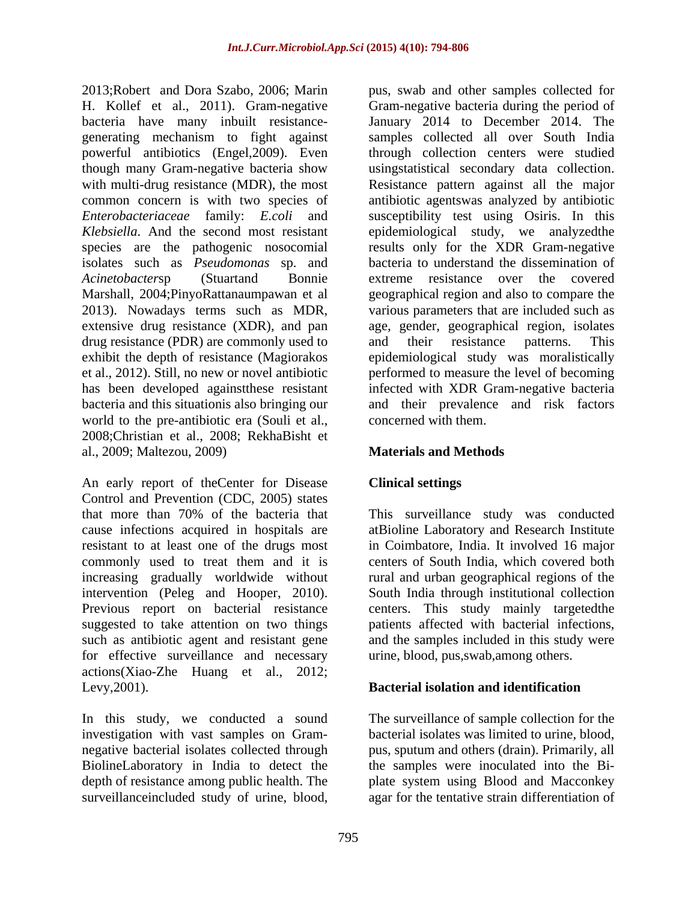2013;Robert and Dora Szabo, 2006; Marin H. Kollef et al., 2011). Gram-negative bacteria have many inbuilt resistance-generating mechanism to fight against powerful antibiotics (Engel,2009). Even though many Gram-negative bacteria show with multi-drug resistance (MDR), the most common concern is with two species of *Enterobacteriaceae* family: *E.coli* and *Klebsiella*. And the second most resistant species are the pathogenic nosocomial isolates such as *Pseudomonas* sp. and *Acinetobacter*sp (Stuartand Bonnie Marshall, 2004;PinyoRattanaumpawan et al 2013). Nowadays terms such as MDR, extensive drug resistance (XDR), and pan drug resistance (PDR) are commonly used to exhibit the depth of resistance (Magiorakos et al., 2012). Still, no new or novel antibiotic has been developed againstthese resistant bacteria and this situationis also bringing our world to the pre-antibiotic era (Souli et al., 2008;Christian et al., 2008; RekhaBisht et al., 2009; Maltezou, 2009)

An early report of theCenter for Disease Control and Prevention (CDC, 2005) states that more than 70% of the bacteria that cause infections acquired in hospitals are resistant to at least one of the drugs most commonly used to treat them and it is increasing gradually worldwide without intervention (Peleg and Hooper, 2010). Previous report on bacterial resistance suggested to take attention on two things such as antibiotic agent and resistant gene for effective surveillance and necessary actions(Xiao-Zhe Huang et al., 2012; Levy,2001).

In this study, we conducted a sound investigation with vast samples on Gram-negative bacterial isolates collected through BiolineLaboratory in India to detect the depth of resistance among public health. The surveillanceincluded study of urine, blood, pus, swab and other samples collected for Gram-negative bacteria during the period of January 2014 to December 2014. The samples collected all over South India through collection centers were studied usingstatistical secondary data collection. Resistance pattern against all the major antibiotic agentswas analyzed by antibiotic susceptibility test using Osiris. In this epidemiological study, we analyzedthe results only for the XDR Gram-negative bacteria to understand the dissemination of extreme resistance over the covered geographical region and also to compare the various parameters that are included such as age, gender, geographical region, isolates and their resistance patterns. This epidemiological study was moralistically performed to measure the level of becoming infected with XDR Gram-negative bacteria and their prevalence and risk factors concerned with them.

## Materials and Methods

### Clinical settings

This surveillance study was conducted atBioline Laboratory and Research Institute in Coimbatore, India. It involved 16 major centers of South India, which covered both rural and urban geographical regions of the South India through institutional collection centers. This study mainly targetedthe patients affected with bacterial infections, and the samples included in this study were urine, blood, pus,swab,among others.

### Bacterial isolation and identification

The surveillance of sample collection for the bacterial isolates was limited to urine, blood, pus, sputum and others (drain). Primarily, all the samples were inoculated into the Bi-plate system using Blood and Macconkey agar for the tentative strain differentiation of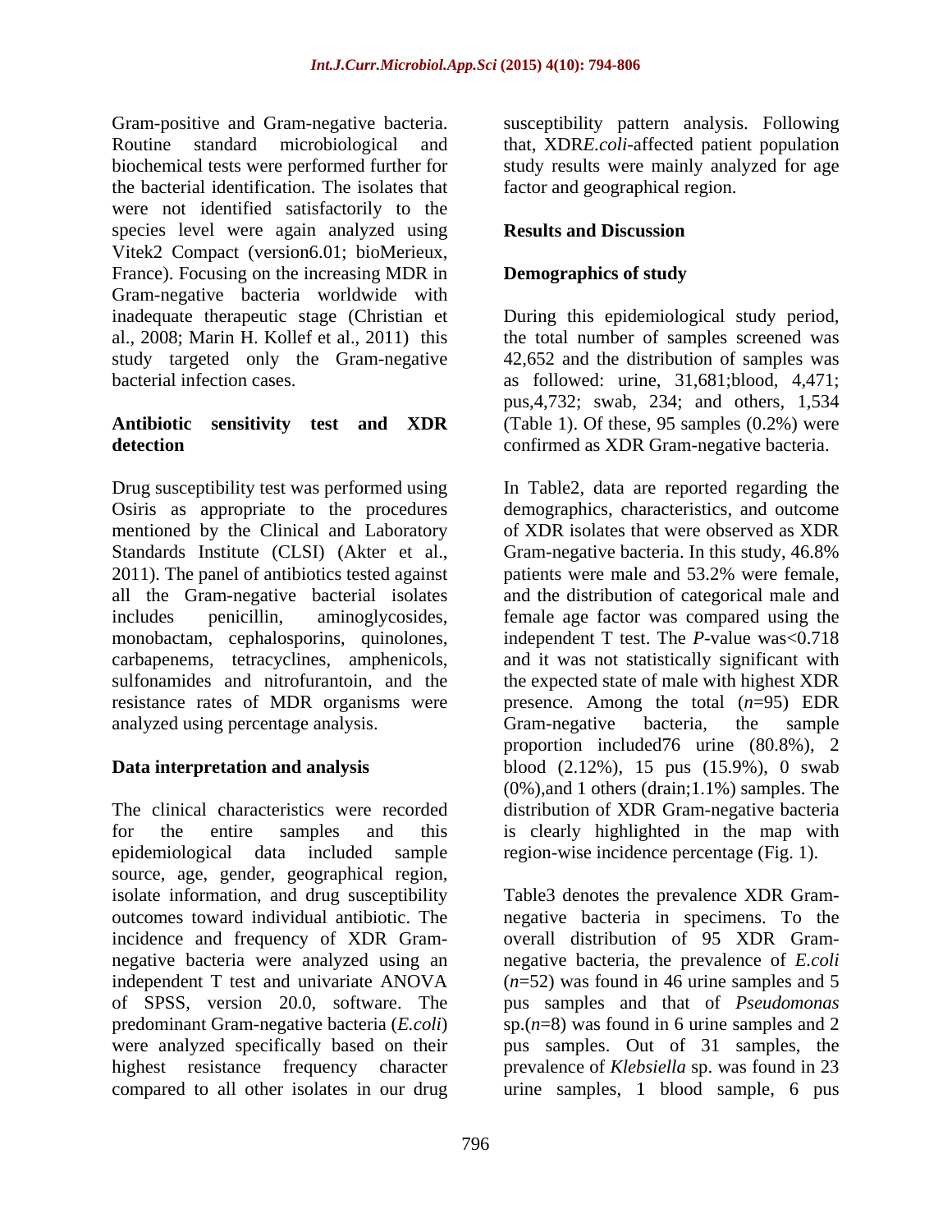Gram-positive and Gram-negative bacteria. Routine standard microbiological and biochemical tests were performed further for the bacterial identification. The isolates that were not identified satisfactorily to the species level were again analyzed using Vitek2 Compact (version6.01; bioMerieux, France). Focusing on the increasing MDR in Gram-negative bacteria worldwide with inadequate therapeutic stage (Christian et al., 2008; Marin H. Kollef et al., 2011) this study targeted only the Gram-negative bacterial infection cases.

**Antibiotic sensitivity test and XDR detection**

Drug susceptibility test was performed using Osiris as appropriate to the procedures mentioned by the Clinical and Laboratory Standards Institute (CLSI) (Akter et al., 2011). The panel of antibiotics tested against all the Gram-negative bacterial isolates includes penicillin, aminoglycosides, monobactam, cephalosporins, quinolones, carbapenems, tetracyclines, amphenicols, sulfonamides and nitrofurantoin, and the resistance rates of MDR organisms were analyzed using percentage analysis.

**Data interpretation and analysis**

The clinical characteristics were recorded for the entire samples and this epidemiological data included sample source, age, gender, geographical region, isolate information, and drug susceptibility outcomes toward individual antibiotic. The incidence and frequency of XDR Gram-negative bacteria were analyzed using an independent T test and univariate ANOVA of SPSS, version 20.0, software. The predominant Gram-negative bacteria (*E.coli*) were analyzed specifically based on their highest resistance frequency character compared to all other isolates in our drug susceptibility pattern analysis. Following that, XDR*E.coli*-affected patient population study results were mainly analyzed for age factor and geographical region.

## Results and Discussion

### Demographics of study

During this epidemiological study period, the total number of samples screened was 42,652 and the distribution of samples was as followed: urine, 31,681;blood, 4,471; pus,4,732; swab, 234; and others, 1,534 (Table 1). Of these, 95 samples (0.2%) were confirmed as XDR Gram-negative bacteria.

In Table2, data are reported regarding the demographics, characteristics, and outcome of XDR isolates that were observed as XDR Gram-negative bacteria. In this study, 46.8% patients were male and 53.2% were female, and the distribution of categorical male and female age factor was compared using the independent T test. The *P*-value was<0.718 and it was not statistically significant with the expected state of male with highest XDR presence. Among the total ($n$=95) EDR Gram-negative bacteria, the sample proportion included76 urine (80.8%), 2 blood (2.12%), 15 pus (15.9%), 0 swab (0%),and 1 others (drain;1.1%) samples. The distribution of XDR Gram-negative bacteria is clearly highlighted in the map with region-wise incidence percentage (Fig. 1).

Table3 denotes the prevalence XDR Gram-negative bacteria in specimens. To the overall distribution of 95 XDR Gram-negative bacteria, the prevalence of *E.coli* ($n$=52) was found in 46 urine samples and 5 pus samples and that of *Pseudomonas* sp.($n$=8) was found in 6 urine samples and 2 pus samples. Out of 31 samples, the prevalence of *Klebsiella* sp. was found in 23 urine samples, 1 blood sample, 6 pus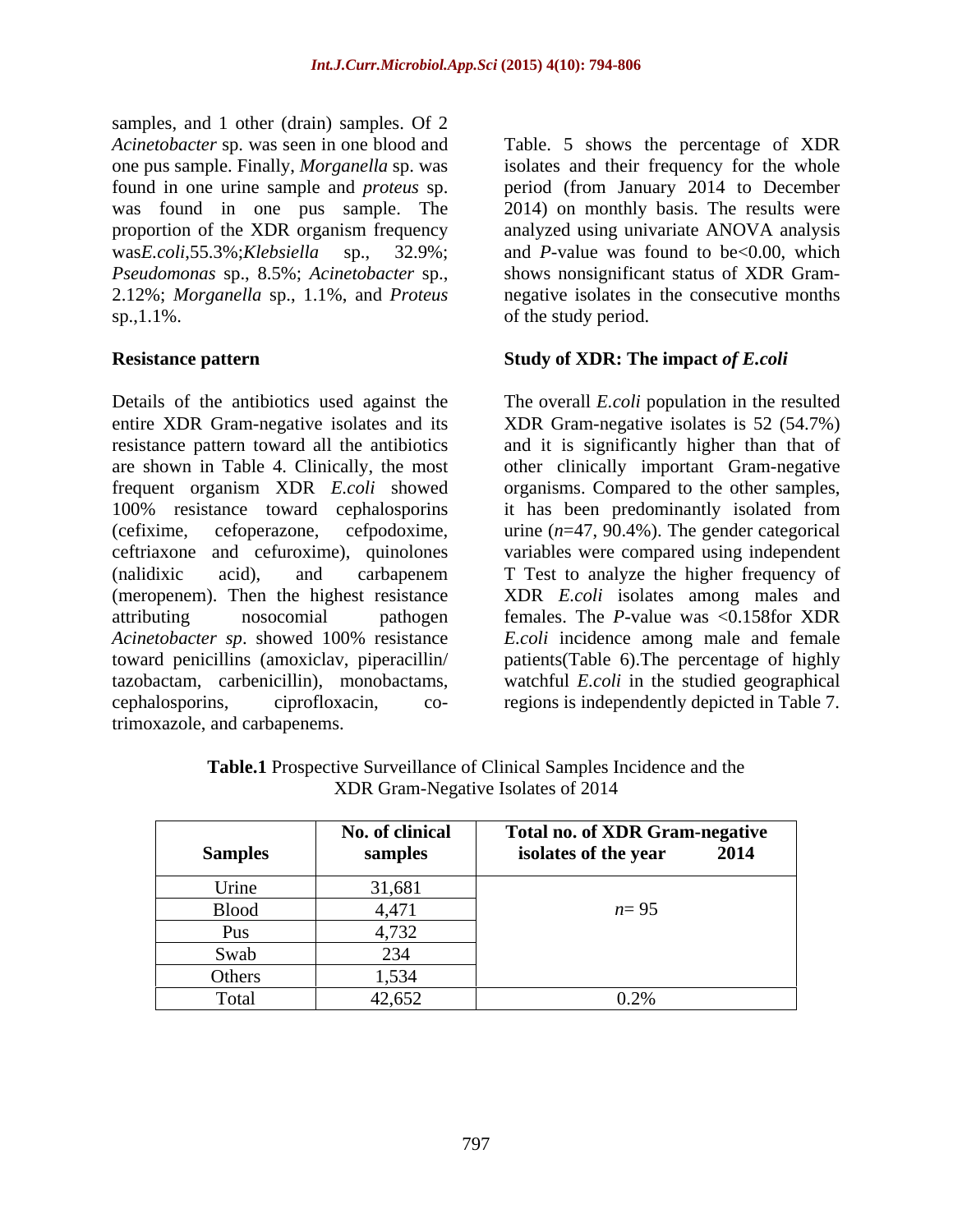samples, and 1 other (drain) samples. Of 2 *Acinetobacter* sp. was seen in one blood and one pus sample. Finally, *Morganella* sp. was found in one urine sample and *proteus* sp. was found in one pus sample. The proportion of the XDR organism frequency was*E.coli*,55.3%;*Klebsiella* sp., 32.9%; *Pseudomonas* sp., 8.5%; *Acinetobacter* sp., 2.12%; *Morganella* sp., 1.1%, and *Proteus* sp.,1.1%.

### Resistance pattern

Details of the antibiotics used against the entire XDR Gram-negative isolates and its resistance pattern toward all the antibiotics are shown in Table 4. Clinically, the most frequent organism XDR *E.coli* showed 100% resistance toward cephalosporins (cefixime, cefoperazone, cefpodoxime, ceftriaxone and cefuroxime), quinolones (nalidixic acid), and carbapenem (meropenem). Then the highest resistance attributing nosocomial pathogen *Acinetobacter sp*. showed 100% resistance toward penicillins (amoxiclav, piperacillin/ tazobactam, carbenicillin), monobactams, cephalosporins, ciprofloxacin, co-trimoxazole, and carbapenems.

Table. 5 shows the percentage of XDR isolates and their frequency for the whole period (from January 2014 to December 2014) on monthly basis. The results were analyzed using univariate ANOVA analysis and *P*-value was found to be<0.00, which shows nonsignificant status of XDR Gram-negative isolates in the consecutive months of the study period.

### Study of XDR: The impact *of E.coli*

The overall *E.coli* population in the resulted XDR Gram-negative isolates is 52 (54.7%) and it is significantly higher than that of other clinically important Gram-negative organisms. Compared to the other samples, it has been predominantly isolated from urine (*n*=47, 90.4%). The gender categorical variables were compared using independent T Test to analyze the higher frequency of XDR *E.coli* isolates among males and females. The *P*-value was <0.158for XDR *E.coli* incidence among male and female patients(Table 6).The percentage of highly watchful *E.coli* in the studied geographical regions is independently depicted in Table 7.

**Table.1** Prospective Surveillance of Clinical Samples Incidence and the XDR Gram-Negative Isolates of 2014

| Samples | No. of clinical samples | Total no. of XDR Gram-negative isolates of the year 2014 |
|---|---|---|
| Urine | 31,681 | *n*= 95 |
| Blood | 4,471 | |
| Pus | 4,732 | |
| Swab | 234 | |
| Others | 1,534 | |
| Total | 42,652 | 0.2% |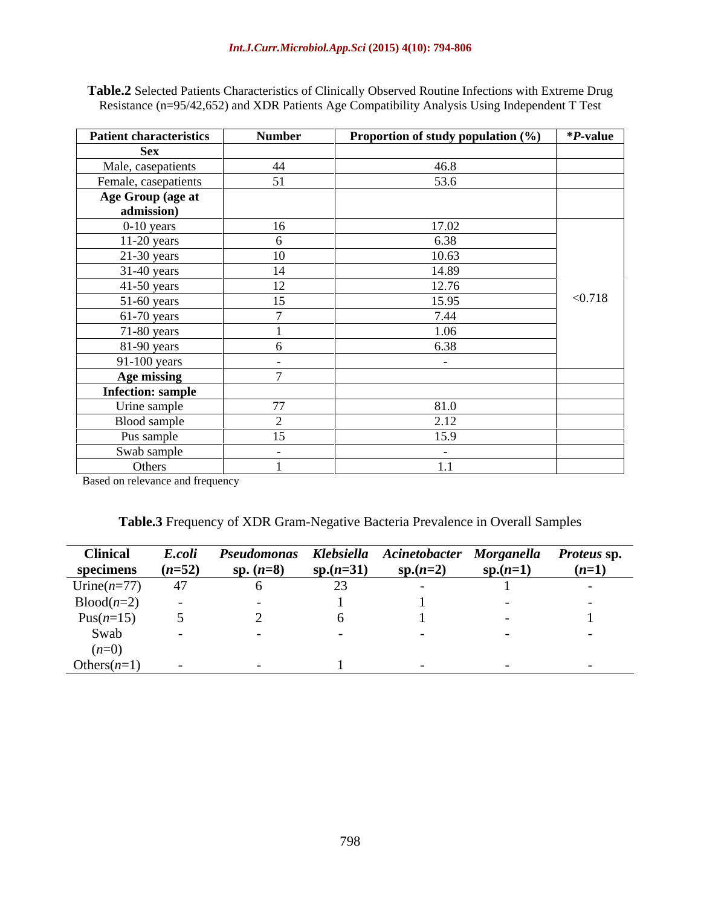**Table.2** Selected Patients Characteristics of Clinically Observed Routine Infections with Extreme Drug Resistance (n=95/42,652) and XDR Patients Age Compatibility Analysis Using Independent T Test

| Patient characteristics | Number | Proportion of study population (%) | **P*-value |
|---|---|---|---|
| **Sex** | | | |
| Male, casepatients | 44 | 46.8 | |
| Female, casepatients | 51 | 53.6 | |
| **Age Group (age at admission)** | | | |
| 0-10 years | 16 | 17.02 | <0.718 |
| 11-20 years | 6 | 6.38 | |
| 21-30 years | 10 | 10.63 | |
| 31-40 years | 14 | 14.89 | |
| 41-50 years | 12 | 12.76 | |
| 51-60 years | 15 | 15.95 | |
| 61-70 years | 7 | 7.44 | |
| 71-80 years | 1 | 1.06 | |
| 81-90 years | 6 | 6.38 | |
| 91-100 years | - | - | |
| **Age missing** | 7 | | |
| **Infection: sample** | | | |
| Urine sample | 77 | 81.0 | |
| Blood sample | 2 | 2.12 | |
| Pus sample | 15 | 15.9 | |
| Swab sample | - | - | |
| Others | 1 | 1.1 | |

Based on relevance and frequency

**Table.3** Frequency of XDR Gram-Negative Bacteria Prevalence in Overall Samples

| Clinical specimens | *E.coli* (*n*=52) | *Pseudomonas* sp. (*n*=8) | *Klebsiella* sp.(*n*=31) | *Acinetobacter* sp.(*n*=2) | *Morganella* sp.(*n*=1) | *Proteus* sp. (*n*=1) |
|---|---|---|---|---|---|---|
| Urine(*n*=77) | 47 | 6 | 23 | - | 1 | - |
| Blood(*n*=2) | - | - | 1 | 1 | - | - |
| Pus(*n*=15) | 5 | 2 | 6 | 1 | - | 1 |
| Swab (*n*=0) | - | - | - | - | - | - |
| Others(*n*=1) | - | - | 1 | - | - | - |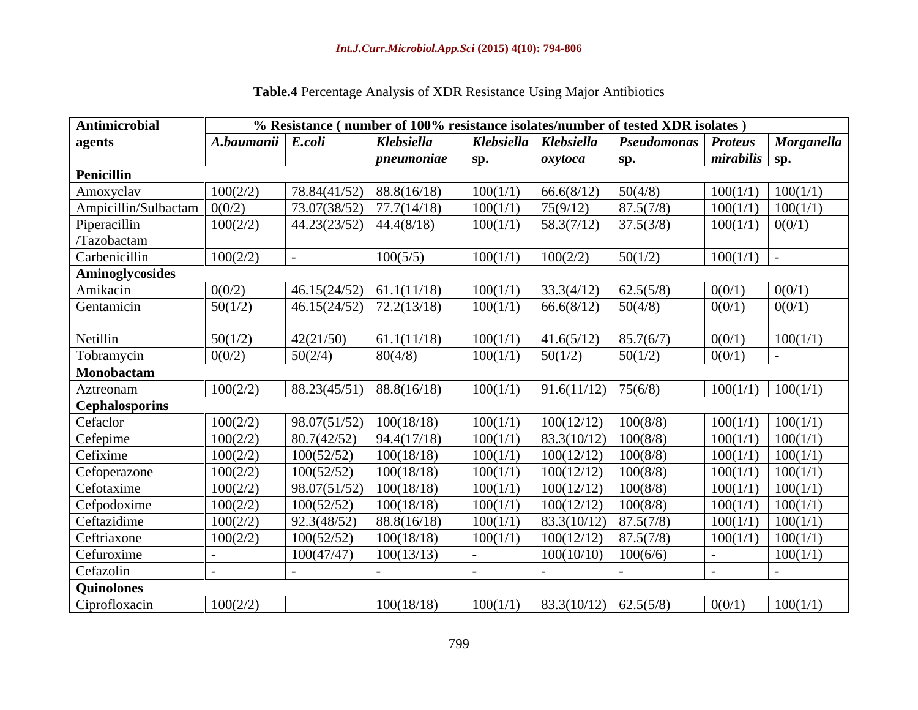**Table.4** Percentage Analysis of XDR Resistance Using Major Antibiotics

| Antimicrobial agents | % Resistance ( number of 100% resistance isolates/number of tested XDR isolates ) | | | | | | | |
|---|---|---|---|---|---|---|---|---|
| | *A.baumanii* | *E.coli* | *Klebsiella pneumoniae* | *Klebsiella* sp. | *Klebsiella oxytoca* | *Pseudomonas* sp. | *Proteus mirabilis* | *Morganella* sp. |
| **Penicillin** | | | | | | | | |
| Amoxyclav | 100(2/2) | 78.84(41/52) | 88.8(16/18) | 100(1/1) | 66.6(8/12) | 50(4/8) | 100(1/1) | 100(1/1) |
| Ampicillin/Sulbactam | 0(0/2) | 73.07(38/52) | 77.7(14/18) | 100(1/1) | 75(9/12) | 87.5(7/8) | 100(1/1) | 100(1/1) |
| Piperacillin /Tazobactam | 100(2/2) | 44.23(23/52) | 44.4(8/18) | 100(1/1) | 58.3(7/12) | 37.5(3/8) | 100(1/1) | 0(0/1) |
| Carbenicillin | 100(2/2) | - | 100(5/5) | 100(1/1) | 100(2/2) | 50(1/2) | 100(1/1) | - |
| **Aminoglycosides** | | | | | | | | |
| Amikacin | 0(0/2) | 46.15(24/52) | 61.1(11/18) | 100(1/1) | 33.3(4/12) | 62.5(5/8) | 0(0/1) | 0(0/1) |
| Gentamicin | 50(1/2) | 46.15(24/52) | 72.2(13/18) | 100(1/1) | 66.6(8/12) | 50(4/8) | 0(0/1) | 0(0/1) |
| Netillin | 50(1/2) | 42(21/50) | 61.1(11/18) | 100(1/1) | 41.6(5/12) | 85.7(6/7) | 0(0/1) | 100(1/1) |
| Tobramycin | 0(0/2) | 50(2/4) | 80(4/8) | 100(1/1) | 50(1/2) | 50(1/2) | 0(0/1) | - |
| **Monobactam** | | | | | | | | |
| Aztreonam | 100(2/2) | 88.23(45/51) | 88.8(16/18) | 100(1/1) | 91.6(11/12) | 75(6/8) | 100(1/1) | 100(1/1) |
| **Cephalosporins** | | | | | | | | |
| Cefaclor | 100(2/2) | 98.07(51/52) | 100(18/18) | 100(1/1) | 100(12/12) | 100(8/8) | 100(1/1) | 100(1/1) |
| Cefepime | 100(2/2) | 80.7(42/52) | 94.4(17/18) | 100(1/1) | 83.3(10/12) | 100(8/8) | 100(1/1) | 100(1/1) |
| Cefixime | 100(2/2) | 100(52/52) | 100(18/18) | 100(1/1) | 100(12/12) | 100(8/8) | 100(1/1) | 100(1/1) |
| Cefoperazone | 100(2/2) | 100(52/52) | 100(18/18) | 100(1/1) | 100(12/12) | 100(8/8) | 100(1/1) | 100(1/1) |
| Cefotaxime | 100(2/2) | 98.07(51/52) | 100(18/18) | 100(1/1) | 100(12/12) | 100(8/8) | 100(1/1) | 100(1/1) |
| Cefpodoxime | 100(2/2) | 100(52/52) | 100(18/18) | 100(1/1) | 100(12/12) | 100(8/8) | 100(1/1) | 100(1/1) |
| Ceftazidime | 100(2/2) | 92.3(48/52) | 88.8(16/18) | 100(1/1) | 83.3(10/12) | 87.5(7/8) | 100(1/1) | 100(1/1) |
| Ceftriaxone | 100(2/2) | 100(52/52) | 100(18/18) | 100(1/1) | 100(12/12) | 87.5(7/8) | 100(1/1) | 100(1/1) |
| Cefuroxime | - | 100(47/47) | 100(13/13) | - | 100(10/10) | 100(6/6) | - | 100(1/1) |
| Cefazolin | - | - | - | - | - | - | - | - |
| **Quinolones** | | | | | | | | |
| Ciprofloxacin | 100(2/2) | | 100(18/18) | 100(1/1) | 83.3(10/12) | 62.5(5/8) | 0(0/1) | 100(1/1) |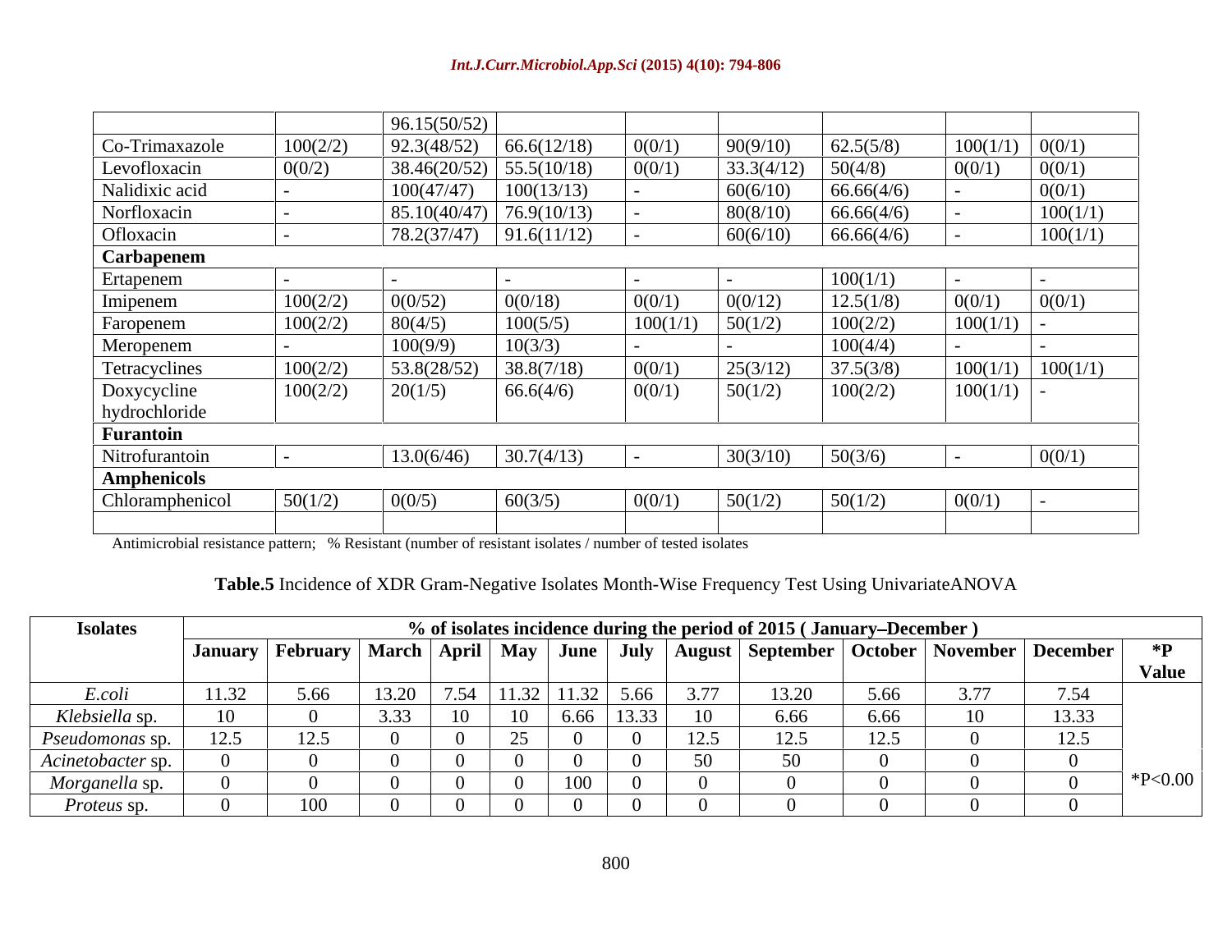| | | | | | | | | |
|---|---|---|---|---|---|---|---|---|
| | | 96.15(50/52) | | | | | | |
| Co-Trimaxazole | 100(2/2) | 92.3(48/52) | 66.6(12/18) | 0(0/1) | 90(9/10) | 62.5(5/8) | 100(1/1) | 0(0/1) |
| Levofloxacin | 0(0/2) | 38.46(20/52) | 55.5(10/18) | 0(0/1) | 33.3(4/12) | 50(4/8) | 0(0/1) | 0(0/1) |
| Nalidixic acid | - | 100(47/47) | 100(13/13) | - | 60(6/10) | 66.66(4/6) | - | 0(0/1) |
| Norfloxacin | - | 85.10(40/47) | 76.9(10/13) | - | 80(8/10) | 66.66(4/6) | - | 100(1/1) |
| Ofloxacin | - | 78.2(37/47) | 91.6(11/12) | - | 60(6/10) | 66.66(4/6) | - | 100(1/1) |
| **Carbapenem** | | | | | | | | |
| Ertapenem | - | - | - | - | - | 100(1/1) | - | - |
| Imipenem | 100(2/2) | 0(0/52) | 0(0/18) | 0(0/1) | 0(0/12) | 12.5(1/8) | 0(0/1) | 0(0/1) |
| Faropenem | 100(2/2) | 80(4/5) | 100(5/5) | 100(1/1) | 50(1/2) | 100(2/2) | 100(1/1) | - |
| Meropenem | - | 100(9/9) | 10(3/3) | - | - | 100(4/4) | - | - |
| Tetracyclines | 100(2/2) | 53.8(28/52) | 38.8(7/18) | 0(0/1) | 25(3/12) | 37.5(3/8) | 100(1/1) | 100(1/1) |
| Doxycycline hydrochloride | 100(2/2) | 20(1/5) | 66.6(4/6) | 0(0/1) | 50(1/2) | 100(2/2) | 100(1/1) | - |
| **Furantoin** | | | | | | | | |
| Nitrofurantoin | - | 13.0(6/46) | 30.7(4/13) | - | 30(3/10) | 50(3/6) | - | 0(0/1) |
| **Amphenicols** | | | | | | | | |
| Chloramphenicol | 50(1/2) | 0(0/5) | 60(3/5) | 0(0/1) | 50(1/2) | 50(1/2) | 0(0/1) | - |
| | | | | | | | | |

Antimicrobial resistance pattern; % Resistant (number of resistant isolates / number of tested isolates

**Table.5** Incidence of XDR Gram-Negative Isolates Month-Wise Frequency Test Using UnivariateANOVA

| **Isolates** | **% of isolates incidence during the period of 2015 ( January–December )** | | | | | | | | | | | | |
|---|---|---|---|---|---|---|---|---|---|---|---|---|---|
| | **January** | **February** | **March** | **April** | **May** | **June** | **July** | **August** | **September** | **October** | **November** | **December** | ***P Value** |
| *E.coli* | 11.32 | 5.66 | 13.20 | 7.54 | 11.32 | 11.32 | 5.66 | 3.77 | 13.20 | 5.66 | 3.77 | 7.54 | |
| *Klebsiella* sp. | 10 | 0 | 3.33 | 10 | 10 | 6.66 | 13.33 | 10 | 6.66 | 6.66 | 10 | 13.33 | |
| *Pseudomonas* sp. | 12.5 | 12.5 | 0 | 0 | 25 | 0 | 0 | 12.5 | 12.5 | 12.5 | 0 | 12.5 | |
| *Acinetobacter* sp. | 0 | 0 | 0 | 0 | 0 | 0 | 0 | 50 | 50 | 0 | 0 | 0 | |
| *Morganella* sp. | 0 | 0 | 0 | 0 | 0 | 100 | 0 | 0 | 0 | 0 | 0 | 0 | *P<0.00 |
| *Proteus* sp. | 0 | 100 | 0 | 0 | 0 | 0 | 0 | 0 | 0 | 0 | 0 | 0 | |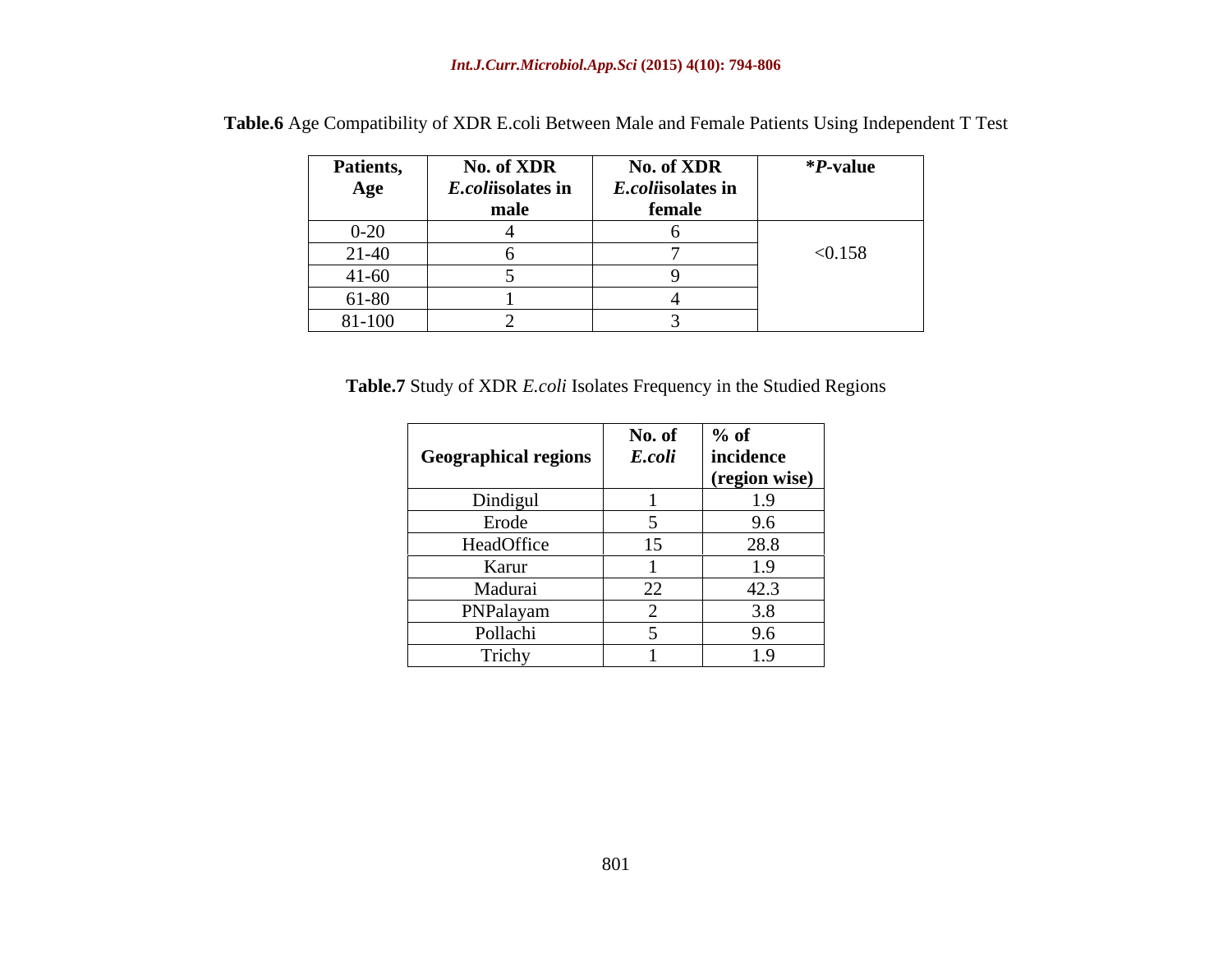**Table.6** Age Compatibility of XDR E.coli Between Male and Female Patients Using Independent T Test

| Patients, Age | No. of XDR *E.coli*isolates in male | No. of XDR *E.coli*isolates in female | **P*-value |
|---|---|---|---|
| 0-20 | 4 | 6 | <0.158 |
| 21-40 | 6 | 7 | |
| 41-60 | 5 | 9 | |
| 61-80 | 1 | 4 | |
| 81-100 | 2 | 3 | |

**Table.7** Study of XDR *E.coli* Isolates Frequency in the Studied Regions

| Geographical regions | No. of *E.coli* | % of incidence (region wise) |
|---|---|---|
| Dindigul | 1 | 1.9 |
| Erode | 5 | 9.6 |
| HeadOffice | 15 | 28.8 |
| Karur | 1 | 1.9 |
| Madurai | 22 | 42.3 |
| PNPalayam | 2 | 3.8 |
| Pollachi | 5 | 9.6 |
| Trichy | 1 | 1.9 |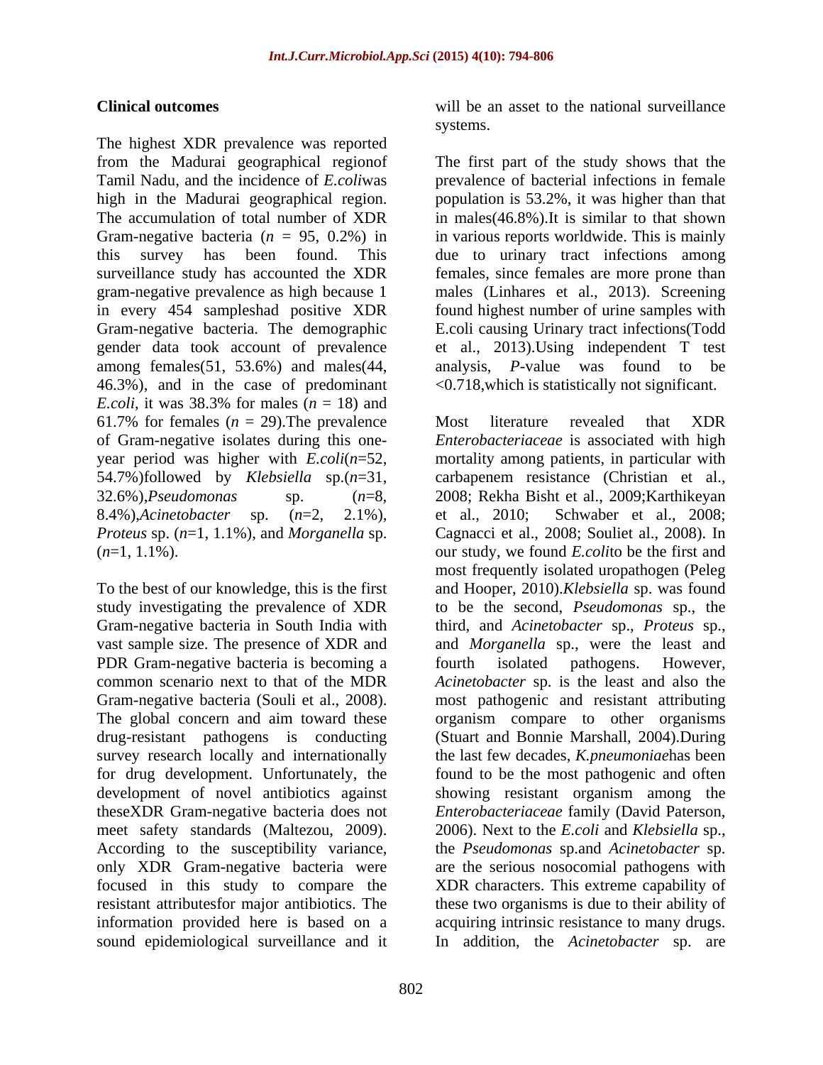## Clinical outcomes

The highest XDR prevalence was reported from the Madurai geographical regionof Tamil Nadu, and the incidence of *E.coli*was high in the Madurai geographical region. The accumulation of total number of XDR Gram-negative bacteria ($n$ = 95, 0.2%) in this survey has been found. This surveillance study has accounted the XDR gram-negative prevalence as high because 1 in every 454 sampleshad positive XDR Gram-negative bacteria. The demographic gender data took account of prevalence among females(51, 53.6%) and males(44, 46.3%), and in the case of predominant *E.coli*, it was 38.3% for males ($n$ = 18) and 61.7% for females ($n$ = 29).The prevalence of Gram-negative isolates during this one-year period was higher with *E.coli*($n$=52, 54.7%)followed by *Klebsiella* sp.($n$=31, 32.6%),*Pseudomonas* sp. ($n$=8, 8.4%),*Acinetobacter* sp. ($n$=2, 2.1%), *Proteus* sp. ($n$=1, 1.1%), and *Morganella* sp. ($n$=1, 1.1%).

To the best of our knowledge, this is the first study investigating the prevalence of XDR Gram-negative bacteria in South India with vast sample size. The presence of XDR and PDR Gram-negative bacteria is becoming a common scenario next to that of the MDR Gram-negative bacteria (Souli et al., 2008). The global concern and aim toward these drug-resistant pathogens is conducting survey research locally and internationally for drug development. Unfortunately, the development of novel antibiotics against theseXDR Gram-negative bacteria does not meet safety standards (Maltezou, 2009). According to the susceptibility variance, only XDR Gram-negative bacteria were focused in this study to compare the resistant attributesfor major antibiotics. The information provided here is based on a sound epidemiological surveillance and it will be an asset to the national surveillance systems.

The first part of the study shows that the prevalence of bacterial infections in female population is 53.2%, it was higher than that in males(46.8%).It is similar to that shown in various reports worldwide. This is mainly due to urinary tract infections among females, since females are more prone than males (Linhares et al., 2013). Screening found highest number of urine samples with E.coli causing Urinary tract infections(Todd et al., 2013).Using independent T test analysis, $P$-value was found to be <0.718,which is statistically not significant.

Most literature revealed that XDR *Enterobacteriaceae* is associated with high mortality among patients, in particular with carbapenem resistance (Christian et al., 2008; Rekha Bisht et al., 2009;Karthikeyan et al., 2010; Schwaber et al., 2008; Cagnacci et al., 2008; Souliet al., 2008). In our study, we found *E.coli*to be the first and most frequently isolated uropathogen (Peleg and Hooper, 2010).*Klebsiella* sp. was found to be the second, *Pseudomonas* sp., the third, and *Acinetobacter* sp., *Proteus* sp., and *Morganella* sp., were the least and fourth isolated pathogens. However, *Acinetobacter* sp. is the least and also the most pathogenic and resistant attributing organism compare to other organisms (Stuart and Bonnie Marshall, 2004).During the last few decades, *K.pneumoniae*has been found to be the most pathogenic and often showing resistant organism among the *Enterobacteriaceae* family (David Paterson, 2006). Next to the *E.coli* and *Klebsiella* sp., the *Pseudomonas* sp.and *Acinetobacter* sp. are the serious nosocomial pathogens with XDR characters. This extreme capability of these two organisms is due to their ability of acquiring intrinsic resistance to many drugs. In addition, the *Acinetobacter* sp. are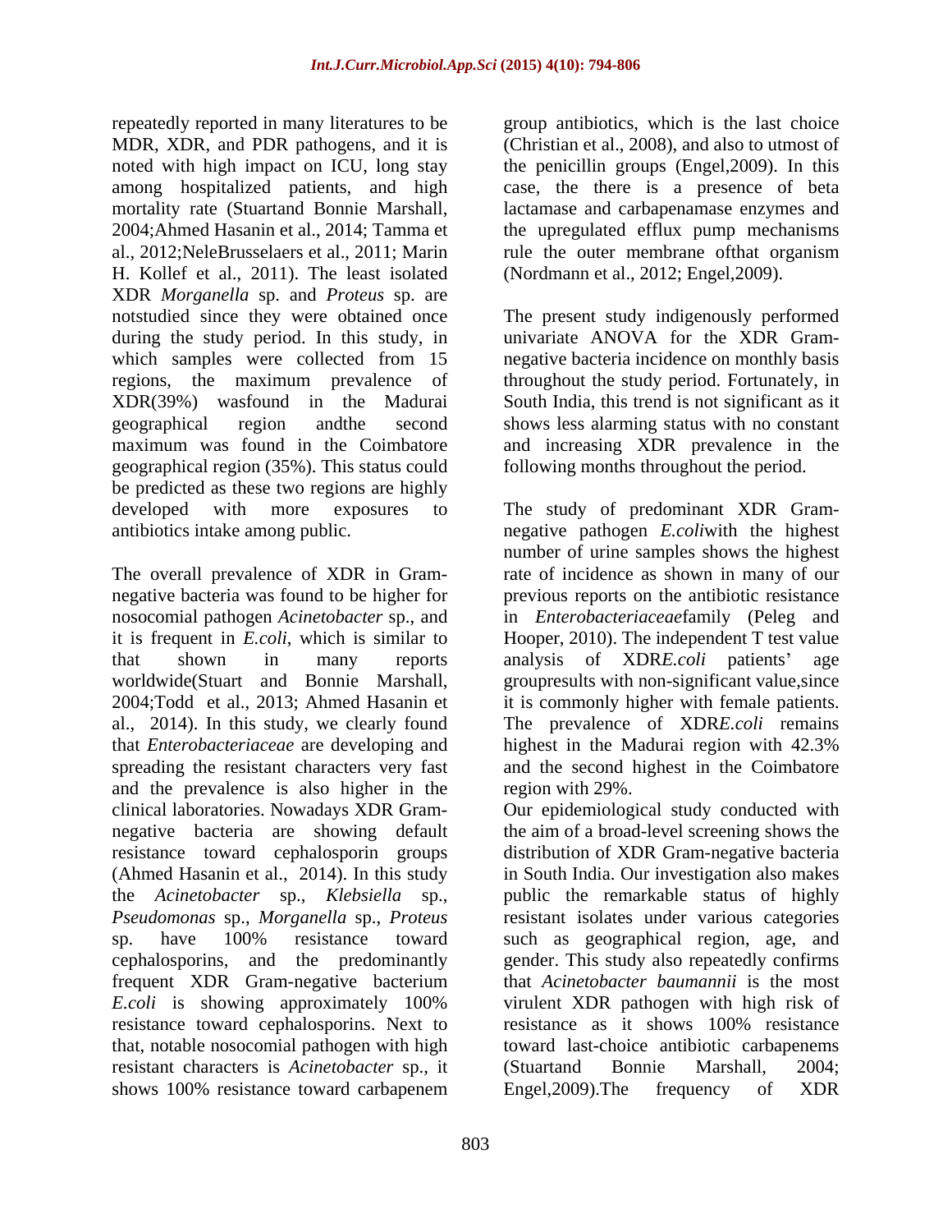repeatedly reported in many literatures to be MDR, XDR, and PDR pathogens, and it is noted with high impact on ICU, long stay among hospitalized patients, and high mortality rate (Stuartand Bonnie Marshall, 2004;Ahmed Hasanin et al., 2014; Tamma et al., 2012;NeleBrusselaers et al., 2011; Marin H. Kollef et al., 2011). The least isolated XDR *Morganella* sp. and *Proteus* sp. are notstudied since they were obtained once during the study period. In this study, in which samples were collected from 15 regions, the maximum prevalence of XDR(39%) wasfound in the Madurai geographical region andthe second maximum was found in the Coimbatore geographical region (35%). This status could be predicted as these two regions are highly developed with more exposures to antibiotics intake among public.

The overall prevalence of XDR in Gram-negative bacteria was found to be higher for nosocomial pathogen *Acinetobacter* sp., and it is frequent in *E.coli*, which is similar to that shown in many reports worldwide(Stuart and Bonnie Marshall, 2004;Todd et al., 2013; Ahmed Hasanin et al., 2014). In this study, we clearly found that *Enterobacteriaceae* are developing and spreading the resistant characters very fast and the prevalence is also higher in the clinical laboratories. Nowadays XDR Gram-negative bacteria are showing default resistance toward cephalosporin groups (Ahmed Hasanin et al., 2014). In this study the *Acinetobacter* sp., *Klebsiella* sp., *Pseudomonas* sp., *Morganella* sp., *Proteus* sp. have 100% resistance toward cephalosporins, and the predominantly frequent XDR Gram-negative bacterium *E.coli* is showing approximately 100% resistance toward cephalosporins. Next to that, notable nosocomial pathogen with high resistant characters is *Acinetobacter* sp., it shows 100% resistance toward carbapenem group antibiotics, which is the last choice (Christian et al., 2008), and also to utmost of the penicillin groups (Engel,2009). In this case, the there is a presence of beta lactamase and carbapenamase enzymes and the upregulated efflux pump mechanisms rule the outer membrane ofthat organism (Nordmann et al., 2012; Engel,2009).

The present study indigenously performed univariate ANOVA for the XDR Gram-negative bacteria incidence on monthly basis throughout the study period. Fortunately, in South India, this trend is not significant as it shows less alarming status with no constant and increasing XDR prevalence in the following months throughout the period.

The study of predominant XDR Gram-negative pathogen *E.coli*with the highest number of urine samples shows the highest rate of incidence as shown in many of our previous reports on the antibiotic resistance in *Enterobacteriaceae*family (Peleg and Hooper, 2010). The independent T test value analysis of XDR*E.coli* patients' age groupresults with non-significant value,since it is commonly higher with female patients. The prevalence of XDR*E.coli* remains highest in the Madurai region with 42.3% and the second highest in the Coimbatore region with 29%.

Our epidemiological study conducted with the aim of a broad-level screening shows the distribution of XDR Gram-negative bacteria in South India. Our investigation also makes public the remarkable status of highly resistant isolates under various categories such as geographical region, age, and gender. This study also repeatedly confirms that *Acinetobacter baumannii* is the most virulent XDR pathogen with high risk of resistance as it shows 100% resistance toward last-choice antibiotic carbapenems (Stuartand Bonnie Marshall, 2004; Engel,2009).The frequency of XDR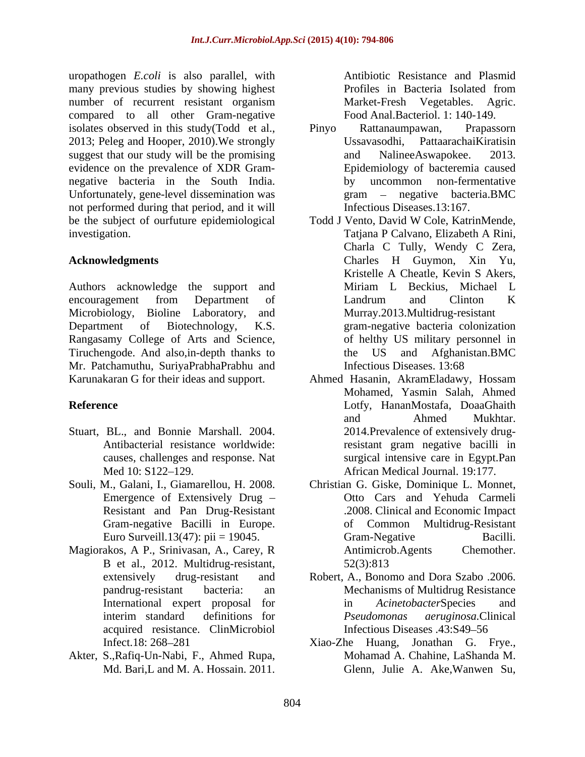uropathogen *E.coli* is also parallel, with many previous studies by showing highest number of recurrent resistant organism compared to all other Gram-negative isolates observed in this study(Todd et al., 2013; Peleg and Hooper, 2010).We strongly suggest that our study will be the promising evidence on the prevalence of XDR Gram-negative bacteria in the South India. Unfortunately, gene-level dissemination was not performed during that period, and it will be the subject of ourfuture epidemiological investigation.

## Acknowledgments

Authors acknowledge the support and encouragement from Department of Microbiology, Bioline Laboratory, and Department of Biotechnology, K.S. Rangasamy College of Arts and Science, Tiruchengode. And also,in-depth thanks to Mr. Patchamuthu, SuriyaPrabhaPrabhu and Karunakaran G for their ideas and support.

## Reference

- Stuart, BL., and Bonnie Marshall. 2004. Antibacterial resistance worldwide: causes, challenges and response. Nat Med 10: S122–129.
- Souli, M., Galani, I., Giamarellou, H. 2008. Emergence of Extensively Drug – Resistant and Pan Drug-Resistant Gram-negative Bacilli in Europe. Euro Surveill.13(47): pii = 19045.
- Magiorakos, A P., Srinivasan, A., Carey, R B et al., 2012. Multidrug-resistant, extensively drug-resistant and pandrug-resistant bacteria: an International expert proposal for interim standard definitions for acquired resistance. ClinMicrobiol Infect.18: 268–281
- Akter, S.,Rafiq-Un-Nabi, F., Ahmed Rupa, Md. Bari,L and M. A. Hossain. 2011. Antibiotic Resistance and Plasmid Profiles in Bacteria Isolated from Market-Fresh Vegetables. Agric. Food Anal.Bacteriol. 1: 140-149.
- Pinyo Rattanaumpawan, Prapassorn Ussavasodhi, PattaarachaiKiratisin and NalineeAswapokee. 2013. Epidemiology of bacteremia caused by uncommon non-fermentative gram – negative bacteria.BMC Infectious Diseases.13:167.
- Todd J Vento, David W Cole, KatrinMende, Tatjana P Calvano, Elizabeth A Rini, Charla C Tully, Wendy C Zera, Charles H Guymon, Xin Yu, Kristelle A Cheatle, Kevin S Akers, Miriam L Beckius, Michael L Landrum and Clinton K Murray.2013.Multidrug-resistant gram-negative bacteria colonization of helthy US military personnel in the US and Afghanistan.BMC Infectious Diseases. 13:68
- Ahmed Hasanin, AkramEladawy, Hossam Mohamed, Yasmin Salah, Ahmed Lotfy, HananMostafa, DoaaGhaith and Ahmed Mukhtar. 2014.Prevalence of extensively drug-resistant gram negative bacilli in surgical intensive care in Egypt.Pan African Medical Journal. 19:177.
- Christian G. Giske, Dominique L. Monnet, Otto Cars and Yehuda Carmeli .2008. Clinical and Economic Impact of Common Multidrug-Resistant Gram-Negative Bacilli. Antimicrob.Agents Chemother. 52(3):813
- Robert, A., Bonomo and Dora Szabo .2006. Mechanisms of Multidrug Resistance in *Acinetobacter*Species and *Pseudomonas aeruginosa*.Clinical Infectious Diseases .43:S49–56
- Xiao-Zhe Huang, Jonathan G. Frye., Mohamad A. Chahine, LaShanda M. Glenn, Julie A. Ake,Wanwen Su,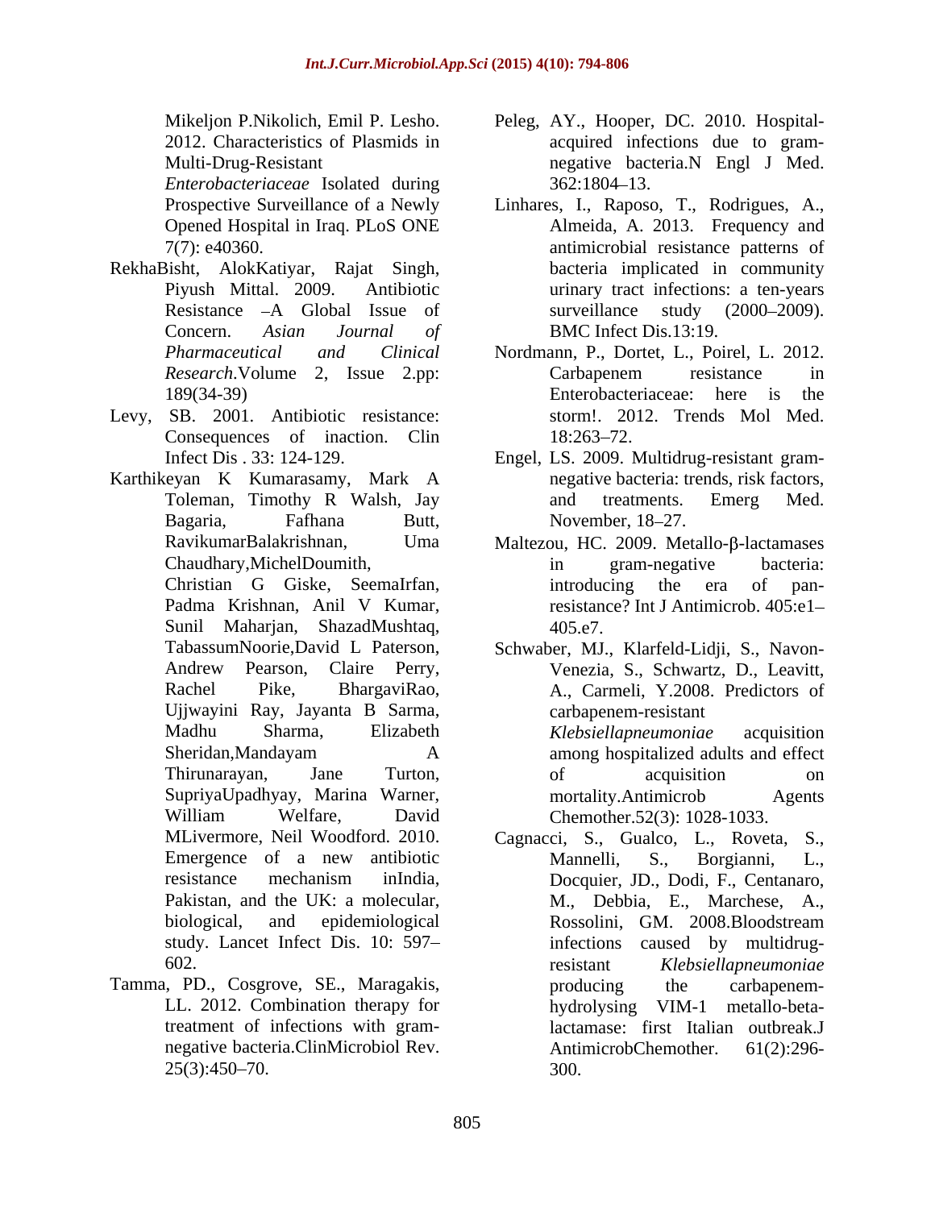Mikeljon P.Nikolich, Emil P. Lesho. 2012. Characteristics of Plasmids in Multi-Drug-Resistant *Enterobacteriaceae* Isolated during Prospective Surveillance of a Newly Opened Hospital in Iraq. PLoS ONE 7(7): e40360.

RekhaBisht, AlokKatiyar, Rajat Singh, Piyush Mittal. 2009. Antibiotic Resistance –A Global Issue of Concern. *Asian Journal of Pharmaceutical and Clinical Research*.Volume 2, Issue 2.pp: 189(34-39)

Levy, SB. 2001. Antibiotic resistance: Consequences of inaction. Clin Infect Dis . 33: 124-129.

Karthikeyan K Kumarasamy, Mark A Toleman, Timothy R Walsh, Jay Bagaria, Fafhana Butt, RavikumarBalakrishnan, Uma Chaudhary,MichelDoumith, Christian G Giske, SeemaIrfan, Padma Krishnan, Anil V Kumar, Sunil Maharjan, ShazadMushtaq, TabassumNoorie,David L Paterson, Andrew Pearson, Claire Perry, Rachel Pike, BhargaviRao, Ujjwayini Ray, Jayanta B Sarma, Madhu Sharma, Elizabeth Sheridan,Mandayam A Thirunarayan, Jane Turton, SupriyaUpadhyay, Marina Warner, William Welfare, David MLivermore, Neil Woodford. 2010. Emergence of a new antibiotic resistance mechanism inIndia, Pakistan, and the UK: a molecular, biological, and epidemiological study. Lancet Infect Dis. 10: 597–602.

Tamma, PD., Cosgrove, SE., Maragakis, LL. 2012. Combination therapy for treatment of infections with gram-negative bacteria.ClinMicrobiol Rev. 25(3):450–70.

Peleg, AY., Hooper, DC. 2010. Hospital-acquired infections due to gram-negative bacteria.N Engl J Med. 362:1804–13.

Linhares, I., Raposo, T., Rodrigues, A., Almeida, A. 2013. Frequency and antimicrobial resistance patterns of bacteria implicated in community urinary tract infections: a ten-years surveillance study (2000–2009). BMC Infect Dis.13:19.

Nordmann, P., Dortet, L., Poirel, L. 2012. Carbapenem resistance in Enterobacteriaceae: here is the storm!. 2012. Trends Mol Med. 18:263–72.

Engel, LS. 2009. Multidrug-resistant gram-negative bacteria: trends, risk factors, and treatments. Emerg Med. November, 18–27.

Maltezou, HC. 2009. Metallo-β-lactamases in gram-negative bacteria: introducing the era of pan-resistance? Int J Antimicrob. 405:e1–405.e7.

Schwaber, MJ., Klarfeld-Lidji, S., Navon-Venezia, S., Schwartz, D., Leavitt, A., Carmeli, Y.2008. Predictors of carbapenem-resistant *Klebsiellapneumoniae* acquisition among hospitalized adults and effect of acquisition on mortality.Antimicrob Agents Chemother.52(3): 1028-1033.

Cagnacci, S., Gualco, L., Roveta, S., Mannelli, S., Borgianni, L., Docquier, JD., Dodi, F., Centanaro, M., Debbia, E., Marchese, A., Rossolini, GM. 2008.Bloodstream infections caused by multidrug-resistant *Klebsiellapneumoniae* producing the carbapenem-hydrolysing VIM-1 metallo-beta-lactamase: first Italian outbreak.J AntimicrobChemother. 61(2):296-300.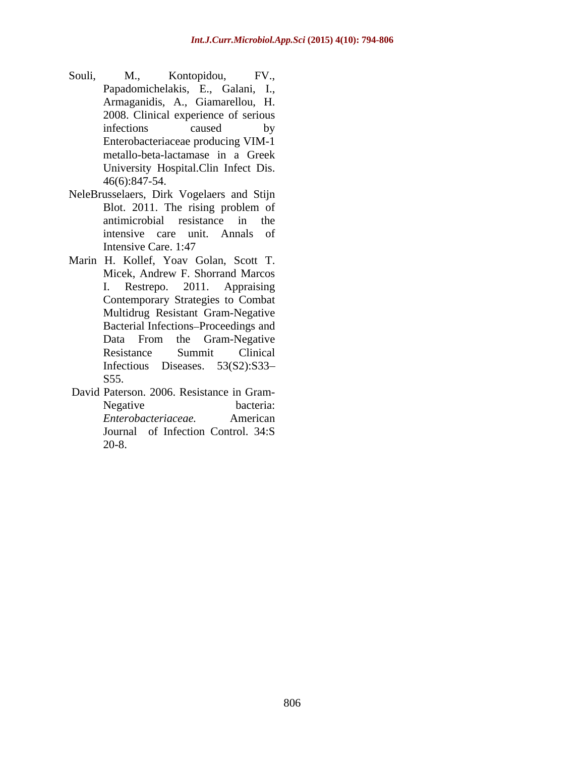Souli, M., Kontopidou, FV., Papadomichelakis, E., Galani, I., Armaganidis, A., Giamarellou, H. 2008. Clinical experience of serious infections caused by Enterobacteriaceae producing VIM-1 metallo-beta-lactamase in a Greek University Hospital.Clin Infect Dis. 46(6):847-54.

NeleBrusselaers, Dirk Vogelaers and Stijn Blot. 2011. The rising problem of antimicrobial resistance in the intensive care unit. Annals of Intensive Care. 1:47

Marin H. Kollef, Yoav Golan, Scott T. Micek, Andrew F. Shorrand Marcos I. Restrepo. 2011. Appraising Contemporary Strategies to Combat Multidrug Resistant Gram-Negative Bacterial Infections–Proceedings and Data From the Gram-Negative Resistance Summit Clinical Infectious Diseases. 53(S2):S33–S55.

David Paterson. 2006. Resistance in Gram-Negative bacteria: *Enterobacteriaceae.* American Journal of Infection Control. 34:S 20-8.